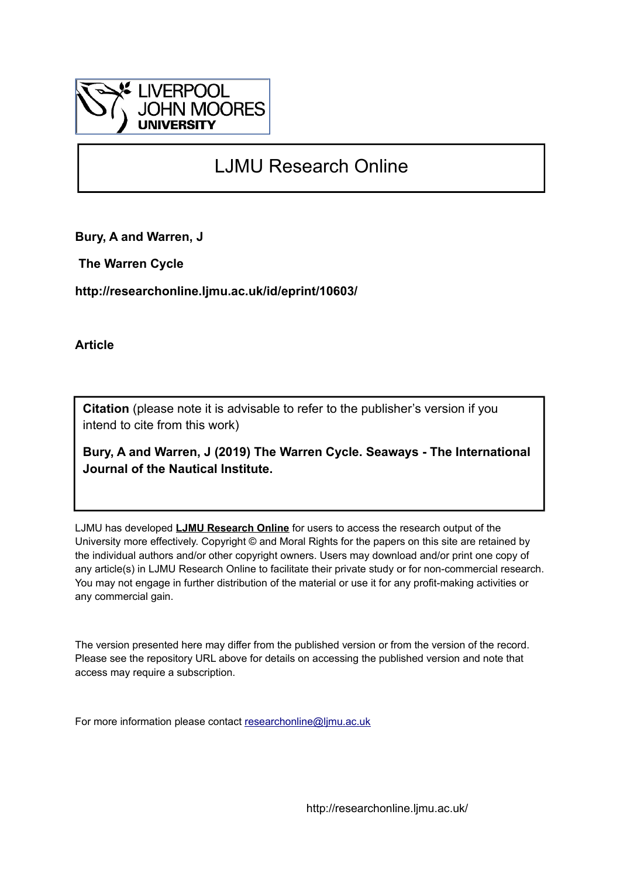LIVERPOOL JOHN MOORES UNIVERSITY

# LJMU Research Online

**Bury, A and Warren, J**

**The Warren Cycle**

**http://researchonline.ljmu.ac.uk/id/eprint/10603/**

**Article**

**Citation** (please note it is advisable to refer to the publisher's version if you intend to cite from this work)

**Bury, A and Warren, J (2019) The Warren Cycle. Seaways - The International Journal of the Nautical Institute.**

LJMU has developed **LJMU Research Online** for users to access the research output of the University more effectively. Copyright © and Moral Rights for the papers on this site are retained by the individual authors and/or other copyright owners. Users may download and/or print one copy of any article(s) in LJMU Research Online to facilitate their private study or for non-commercial research. You may not engage in further distribution of the material or use it for any profit-making activities or any commercial gain.

The version presented here may differ from the published version or from the version of the record. Please see the repository URL above for details on accessing the published version and note that access may require a subscription.

For more information please contact researchonline@ljmu.ac.uk

http://researchonline.ljmu.ac.uk/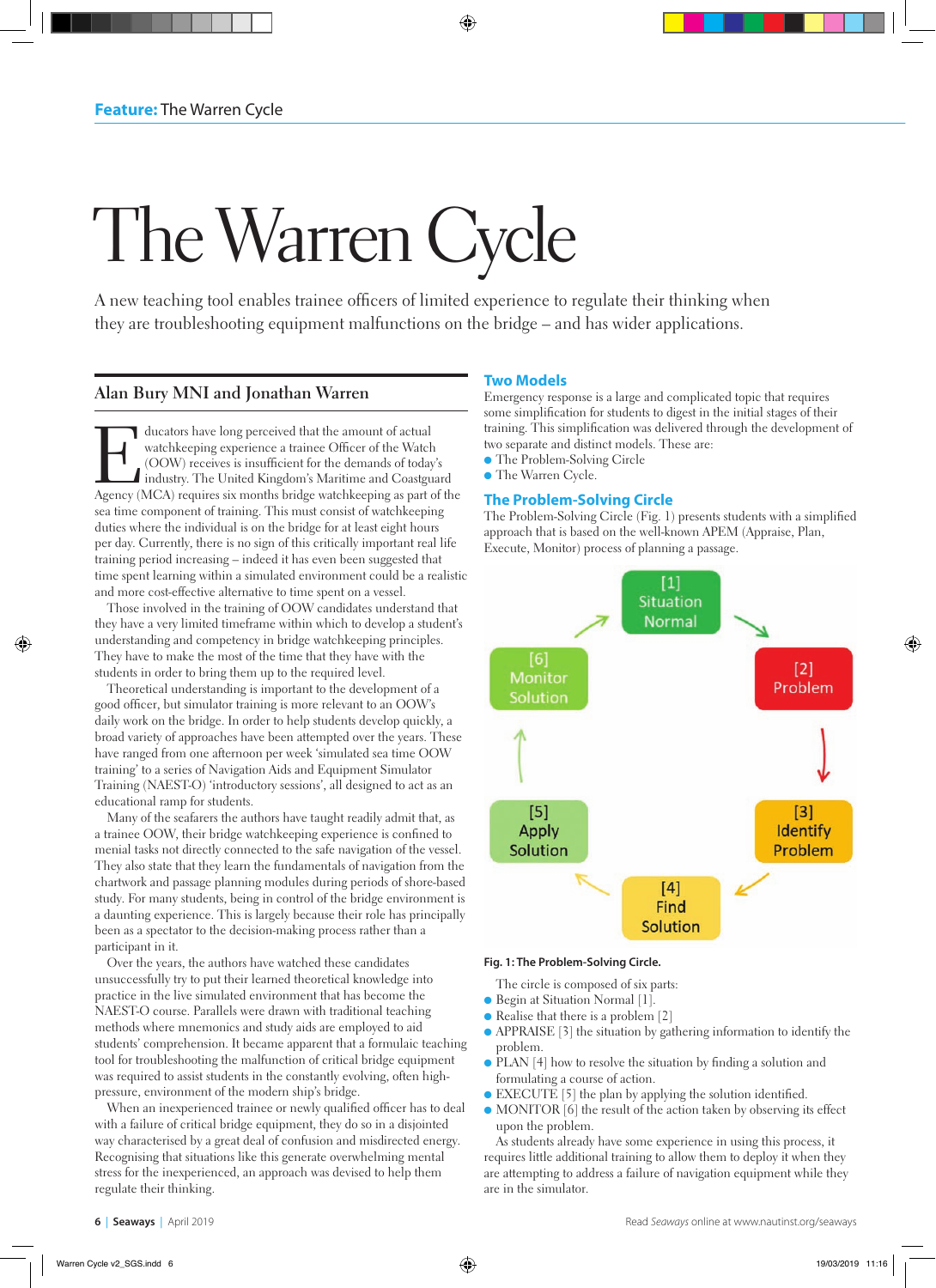# The Warren Cycle

A new teaching tool enables trainee officers of limited experience to regulate their thinking when they are troubleshooting equipment malfunctions on the bridge – and has wider applications.

**Alan Bury MNI and Jonathan Warren**

Educators have long perceived that the amount of actual watchkeeping experience a trainee Officer of the Watch (OOW) receives is insufficient for the demands of today's industry. The United Kingdom's Maritime and Coastguard Agency (MCA) requires six months bridge watchkeeping as part of the sea time component of training. This must consist of watchkeeping duties where the individual is on the bridge for at least eight hours per day. Currently, there is no sign of this critically important real life training period increasing – indeed it has even been suggested that time spent learning within a simulated environment could be a realistic and more cost-effective alternative to time spent on a vessel.

Those involved in the training of OOW candidates understand that they have a very limited timeframe within which to develop a student's understanding and competency in bridge watchkeeping principles. They have to make the most of the time that they have with the students in order to bring them up to the required level.

Theoretical understanding is important to the development of a good officer, but simulator training is more relevant to an OOW's daily work on the bridge. In order to help students develop quickly, a broad variety of approaches have been attempted over the years. These have ranged from one afternoon per week 'simulated sea time OOW training' to a series of Navigation Aids and Equipment Simulator Training (NAEST-O) 'introductory sessions', all designed to act as an educational ramp for students.

Many of the seafarers the authors have taught readily admit that, as a trainee OOW, their bridge watchkeeping experience is confined to menial tasks not directly connected to the safe navigation of the vessel. They also state that they learn the fundamentals of navigation from the chartwork and passage planning modules during periods of shore-based study. For many students, being in control of the bridge environment is a daunting experience. This is largely because their role has principally been as a spectator to the decision-making process rather than a participant in it.

Over the years, the authors have watched these candidates unsuccessfully try to put their learned theoretical knowledge into practice in the live simulated environment that has become the NAEST-O course. Parallels were drawn with traditional teaching methods where mnemonics and study aids are employed to aid students' comprehension. It became apparent that a formulaic teaching tool for troubleshooting the malfunction of critical bridge equipment was required to assist students in the constantly evolving, often high-pressure, environment of the modern ship's bridge.

When an inexperienced trainee or newly qualified officer has to deal with a failure of critical bridge equipment, they do so in a disjointed way characterised by a great deal of confusion and misdirected energy. Recognising that situations like this generate overwhelming mental stress for the inexperienced, an approach was devised to help them regulate their thinking.

## Two Models

Emergency response is a large and complicated topic that requires some simplification for students to digest in the initial stages of their training. This simplification was delivered through the development of two separate and distinct models. These are:

- The Problem-Solving Circle
- The Warren Cycle.

## The Problem-Solving Circle

The Problem-Solving Circle (Fig. 1) presents students with a simplified approach that is based on the well-known APEM (Appraise, Plan, Execute, Monitor) process of planning a passage.

[1] Situation Normal → [2] Problem → [3] Identify Problem → [4] Find Solution → [5] Apply Solution → [6] Monitor Solution → [1]

**Fig. 1: The Problem-Solving Circle.**

The circle is composed of six parts:

- Begin at Situation Normal [1].
- Realise that there is a problem [2]
- APPRAISE [3] the situation by gathering information to identify the problem.
- PLAN [4] how to resolve the situation by finding a solution and formulating a course of action.
- EXECUTE [5] the plan by applying the solution identified.
- MONITOR [6] the result of the action taken by observing its effect upon the problem.

As students already have some experience in using this process, it requires little additional training to allow them to deploy it when they are attempting to address a failure of navigation equipment while they are in the simulator.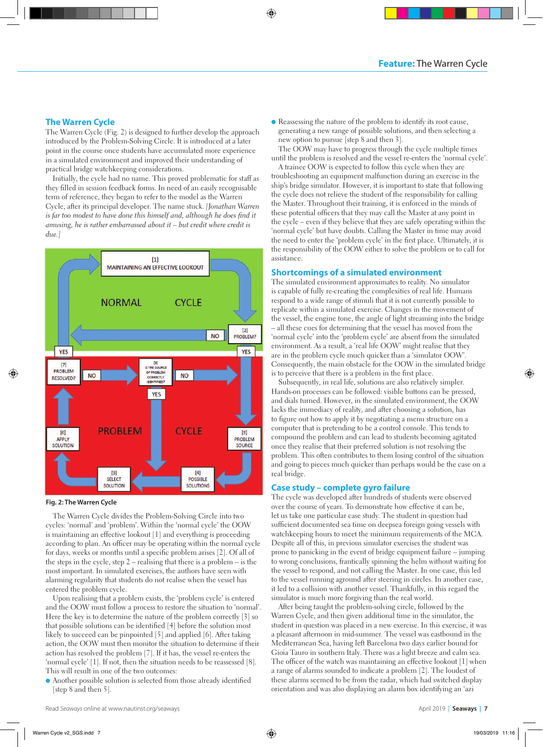## The Warren Cycle

The Warren Cycle (Fig. 2) is designed to further develop the approach introduced by the Problem-Solving Circle. It is introduced at a later point in the course once students have accumulated more experience in a simulated environment and improved their understanding of practical bridge watchkeeping considerations.

Initially, the cycle had no name. This proved problematic for staff as they filled in session feedback forms. In need of an easily recognisable term of reference, they began to refer to the model as the Warren Cycle, after its principal developer. *[Jonathan Warren is far too modest to have done this himself and, although he does find it amusing, he is rather embarrassed about it – but credit where credit is due.]*

**Fig. 2: The Warren Cycle**

The Warren Cycle divides the Problem-Solving Circle into two cycles: 'normal' and 'problem'. Within the 'normal cycle' the OOW is maintaining an effective lookout [1] and everything is proceeding according to plan. An officer may be operating within the normal cycle for days, weeks or months until a specific problem arises [2]. Of all of the steps in the cycle, step 2 – realising that there is a problem – is the most important. In simulated exercises, the authors have seen with alarming regularity that students do not realise when the vessel has entered the problem cycle.

Upon realising that a problem exists, the 'problem cycle' is entered and the OOW must follow a process to restore the situation to 'normal'. Here the key is to determine the nature of the problem correctly [3] so that possible solutions can be identified [4] before the solution most likely to succeed can be pinpointed [5] and applied [6]. After taking action, the OOW must then monitor the situation to determine if their action has resolved the problem [7]. If it has, the vessel re-enters the 'normal cycle' [1]. If not, then the situation needs to be reassessed [8]. This will result in one of the two outcomes:

- Another possible solution is selected from those already identified [step 8 and then 5].
- Reassessing the nature of the problem to identify its root cause, generating a new range of possible solutions, and then selecting a new option to pursue [step 8 and then 3].

The OOW may have to progress through the cycle multiple times until the problem is resolved and the vessel re-enters the 'normal cycle'.

A trainee OOW is expected to follow this cycle when they are troubleshooting an equipment malfunction during an exercise in the ship's bridge simulator. However, it is important to state that following the cycle does not relieve the student of the responsibility for calling the Master. Throughout their training, it is enforced in the minds of these potential officers that they may call the Master at any point in the cycle – even if they believe that they are safely operating within the 'normal cycle' but have doubts. Calling the Master in time may avoid the need to enter the 'problem cycle' in the first place. Ultimately, it is the responsibility of the OOW either to solve the problem or to call for assistance.

## Shortcomings of a simulated environment

The simulated environment approximates to reality. No simulator is capable of fully re-creating the complexities of real life. Humans respond to a wide range of stimuli that it is not currently possible to replicate within a simulated exercise. Changes in the movement of the vessel, the engine tone, the angle of light streaming into the bridge – all these cues for determining that the vessel has moved from the 'normal cycle' into the 'problem cycle' are absent from the simulated environment. As a result, a 'real life OOW' might realise that they are in the problem cycle much quicker than a 'simulator OOW'. Consequently, the main obstacle for the OOW in the simulated bridge is to perceive that there is a problem in the first place.

Subsequently, in real life, solutions are also relatively simpler. Hands-on processes can be followed: visible buttons can be pressed, and dials turned. However, in the simulated environment, the OOW lacks the immediacy of reality, and after choosing a solution, has to figure out how to apply it by negotiating a menu structure on a computer that is pretending to be a control console. This tends to compound the problem and can lead to students becoming agitated once they realise that their preferred solution is not resolving the problem. This often contributes to them losing control of the situation and going to pieces much quicker than perhaps would be the case on a real bridge.

## Case study – complete gyro failure

The cycle was developed after hundreds of students were observed over the course of years. To demonstrate how effective it can be, let us take one particular case study. The student in question had sufficient documented sea time on deepsea foreign going vessels with watchkeeping hours to meet the minimum requirements of the MCA. Despite all of this, in previous simulator exercises the student was prone to panicking in the event of bridge equipment failure – jumping to wrong conclusions, frantically spinning the helm without waiting for the vessel to respond, and not calling the Master. In one case, this led to the vessel running aground after steering in circles. In another case, it led to a collision with another vessel. Thankfully, in this regard the simulator is much more forgiving than the real world.

After being taught the problem-solving circle, followed by the Warren Cycle, and then given additional time in the simulator, the student in question was placed in a new exercise. In this exercise, it was a pleasant afternoon in mid-summer. The vessel was eastbound in the Mediterranean Sea, having left Barcelona two days earlier bound for Gioia Tauro in southern Italy. There was a light breeze and calm sea. The officer of the watch was maintaining an effective lookout [1] when a range of alarms sounded to indicate a problem [2]. The loudest of these alarms seemed to be from the radar, which had switched display orientation and was also displaying an alarm box identifying an 'azi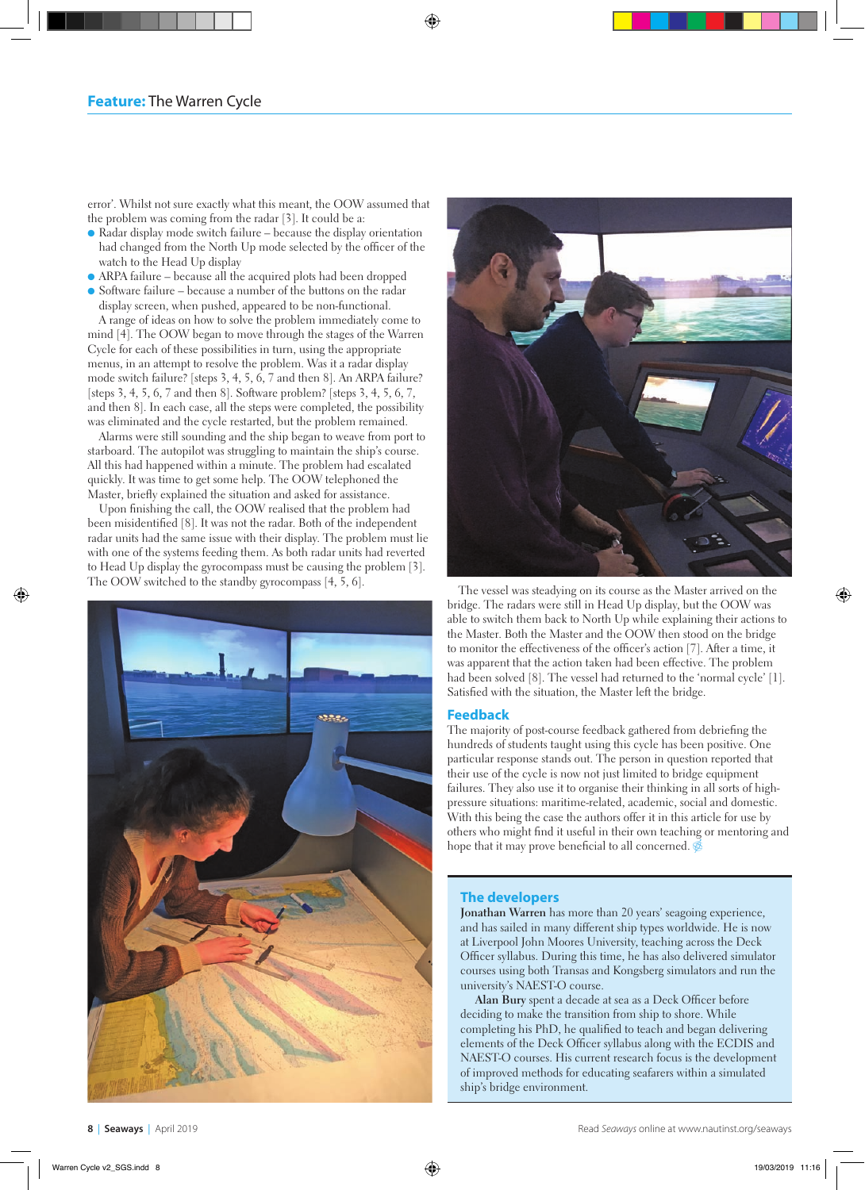error'. Whilst not sure exactly what this meant, the OOW assumed that the problem was coming from the radar [3]. It could be a:

- Radar display mode switch failure – because the display orientation had changed from the North Up mode selected by the officer of the watch to the Head Up display
- ARPA failure – because all the acquired plots had been dropped
- Software failure – because a number of the buttons on the radar display screen, when pushed, appeared to be non-functional.

A range of ideas on how to solve the problem immediately come to mind [4]. The OOW began to move through the stages of the Warren Cycle for each of these possibilities in turn, using the appropriate menus, in an attempt to resolve the problem. Was it a radar display mode switch failure? [steps 3, 4, 5, 6, 7 and then 8]. An ARPA failure? [steps 3, 4, 5, 6, 7 and then 8]. Software problem? [steps 3, 4, 5, 6, 7, and then 8]. In each case, all the steps were completed, the possibility was eliminated and the cycle restarted, but the problem remained.

Alarms were still sounding and the ship began to weave from port to starboard. The autopilot was struggling to maintain the ship's course. All this had happened within a minute. The problem had escalated quickly. It was time to get some help. The OOW telephoned the Master, briefly explained the situation and asked for assistance.

Upon finishing the call, the OOW realised that the problem had been misidentified [8]. It was not the radar. Both of the independent radar units had the same issue with their display. The problem must lie with one of the systems feeding them. As both radar units had reverted to Head Up display the gyrocompass must be causing the problem [3]. The OOW switched to the standby gyrocompass [4, 5, 6].

The vessel was steadying on its course as the Master arrived on the bridge. The radars were still in Head Up display, but the OOW was able to switch them back to North Up while explaining their actions to the Master. Both the Master and the OOW then stood on the bridge to monitor the effectiveness of the officer's action [7]. After a time, it was apparent that the action taken had been effective. The problem had been solved [8]. The vessel had returned to the 'normal cycle' [1]. Satisfied with the situation, the Master left the bridge.

## Feedback

The majority of post-course feedback gathered from debriefing the hundreds of students taught using this cycle has been positive. One particular response stands out. The person in question reported that their use of the cycle is now not just limited to bridge equipment failures. They also use it to organise their thinking in all sorts of high-pressure situations: maritime-related, academic, social and domestic. With this being the case the authors offer it in this article for use by others who might find it useful in their own teaching or mentoring and hope that it may prove beneficial to all concerned.

## The developers

**Jonathan Warren** has more than 20 years' seagoing experience, and has sailed in many different ship types worldwide. He is now at Liverpool John Moores University, teaching across the Deck Officer syllabus. During this time, he has also delivered simulator courses using both Transas and Kongsberg simulators and run the university's NAEST-O course.

**Alan Bury** spent a decade at sea as a Deck Officer before deciding to make the transition from ship to shore. While completing his PhD, he qualified to teach and began delivering elements of the Deck Officer syllabus along with the ECDIS and NAEST-O courses. His current research focus is the development of improved methods for educating seafarers within a simulated ship's bridge environment.